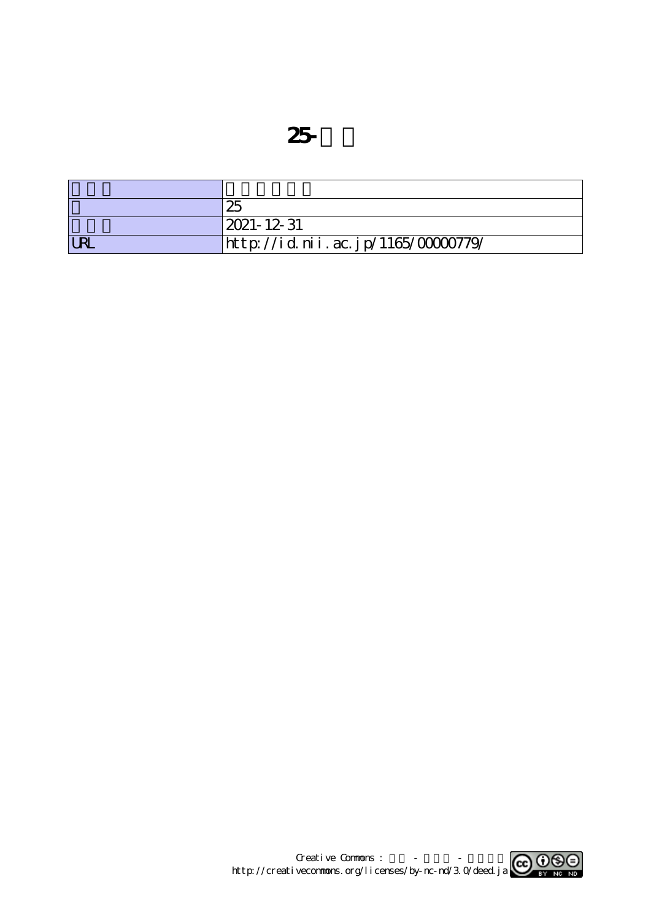# 25-

| | |
|---|---|
| | |
| | 25 |
| | 2021-12-31 |
| URL | http://id.nii.ac.jp/1165/00000779/ |

Creative Commons : - - 
http://creativecommons.org/licenses/by-nc-nd/3.0/deed.ja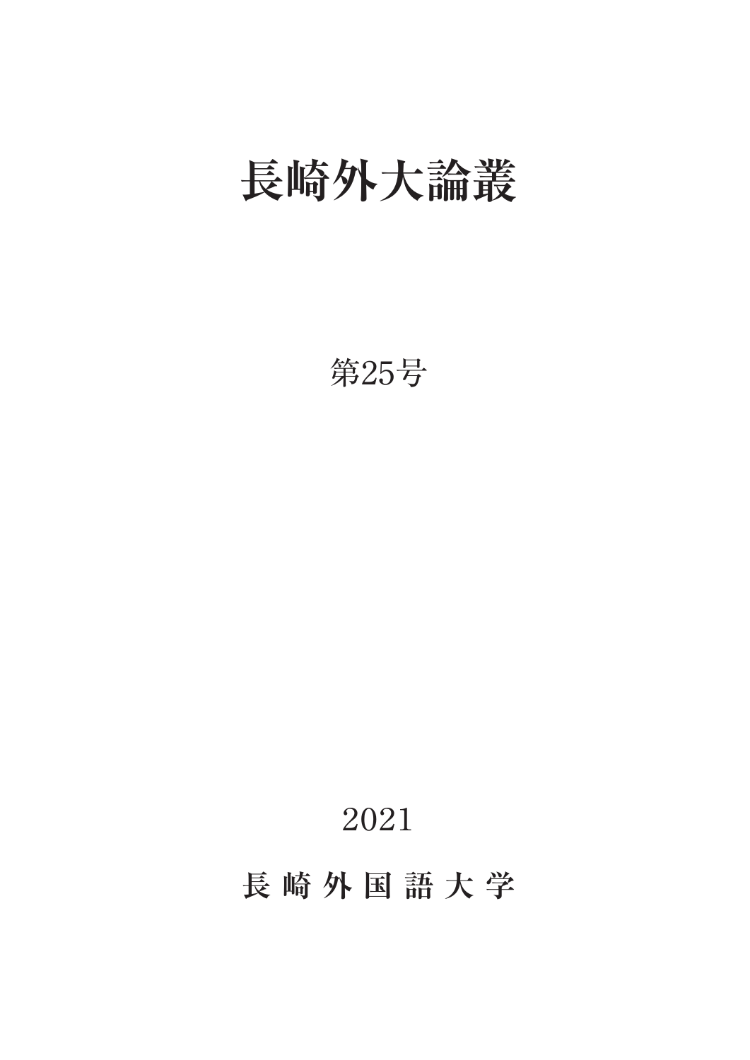# 長崎外大論叢

第25号

2021

長 崎 外 国 語 大 学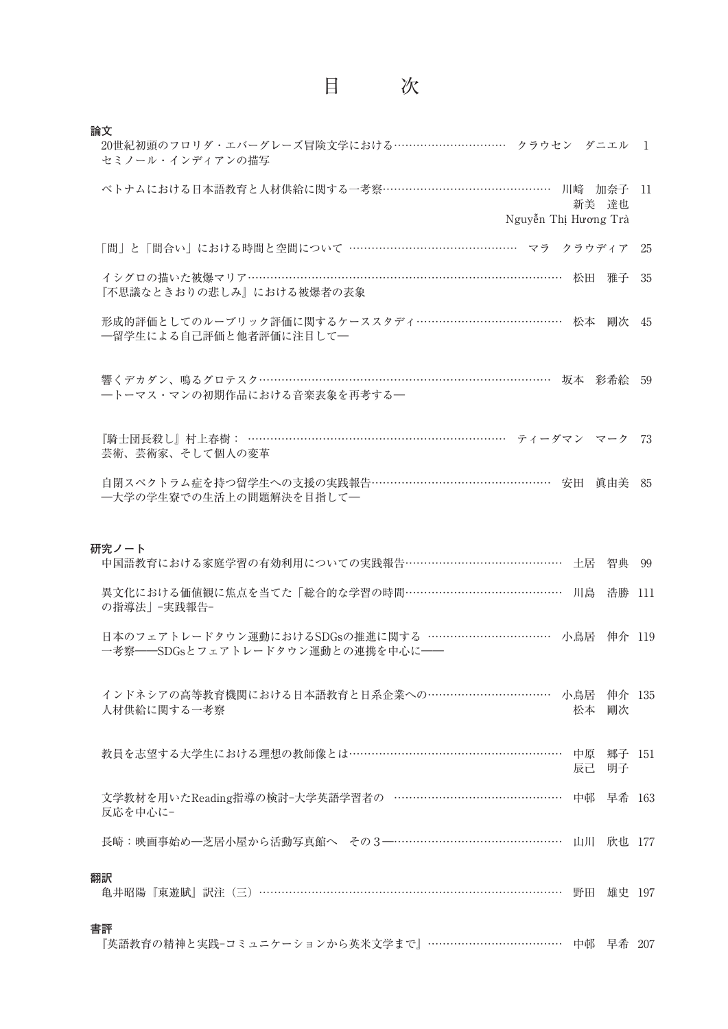# 目　次

## 論文

20世紀初頭のフロリダ・エバーグレーズ冒険文学における セミノール・インディアンの描写 …… クラウセン　ダニエル　1

ベトナムにおける日本語教育と人材供給に関する一考察 …… 川崎　加奈子／新美　達也／Nguyễn Thị Hương Trà　11

「間」と「間合い」における時間と空間について …… マラ　クラウディア　25

イシグロの描いた被爆マリア 『不思議なときおりの悲しみ』における被爆者の表象 …… 松田　雅子　35

形成的評価としてのルーブリック評価に関するケーススタディ ―留学生による自己評価と他者評価に注目して― …… 松本　剛次　45

響くデカダン、鳴るグロテスク ―トーマス・マンの初期作品における音楽表象を再考する― …… 坂本　彩希絵　59

『騎士団長殺し』村上春樹： 芸術、芸術家、そして個人の変革 …… ティーダマン　マーク　73

自閉スペクトラム症を持つ留学生への支援の実践報告 ―大学の学生寮での生活上の問題解決を目指して― …… 安田　眞由美　85

## 研究ノート

中国語教育における家庭学習の有効利用についての実践報告 …… 土居　智典　99

異文化における価値観に焦点を当てた「総合的な学習の時間の指導法」-実践報告- …… 川島　浩勝　111

日本のフェアトレードタウン運動におけるSDGsの推進に関する一考察――SDGsとフェアトレードタウン運動との連携を中心に―― …… 小鳥居　伸介　119

インドネシアの高等教育機関における日本語教育と日系企業への人材供給に関する一考察 …… 小鳥居　伸介／松本　剛次　135

教員を志望する大学生における理想の教師像とは …… 中原　郷子／辰己　明子　151

文学教材を用いたReading指導の検討-大学英語学習者の反応を中心に- …… 中郡　早希　163

長崎：映画事始め―芝居小屋から活動写真館へ　その３― …… 山川　欣也　177

## 翻訳

亀井昭陽『東遊賦』訳注（三） …… 野田　雄史　197

## 書評

『英語教育の精神と実践-コミュニケーションから英米文学まで』 …… 中郡　早希　207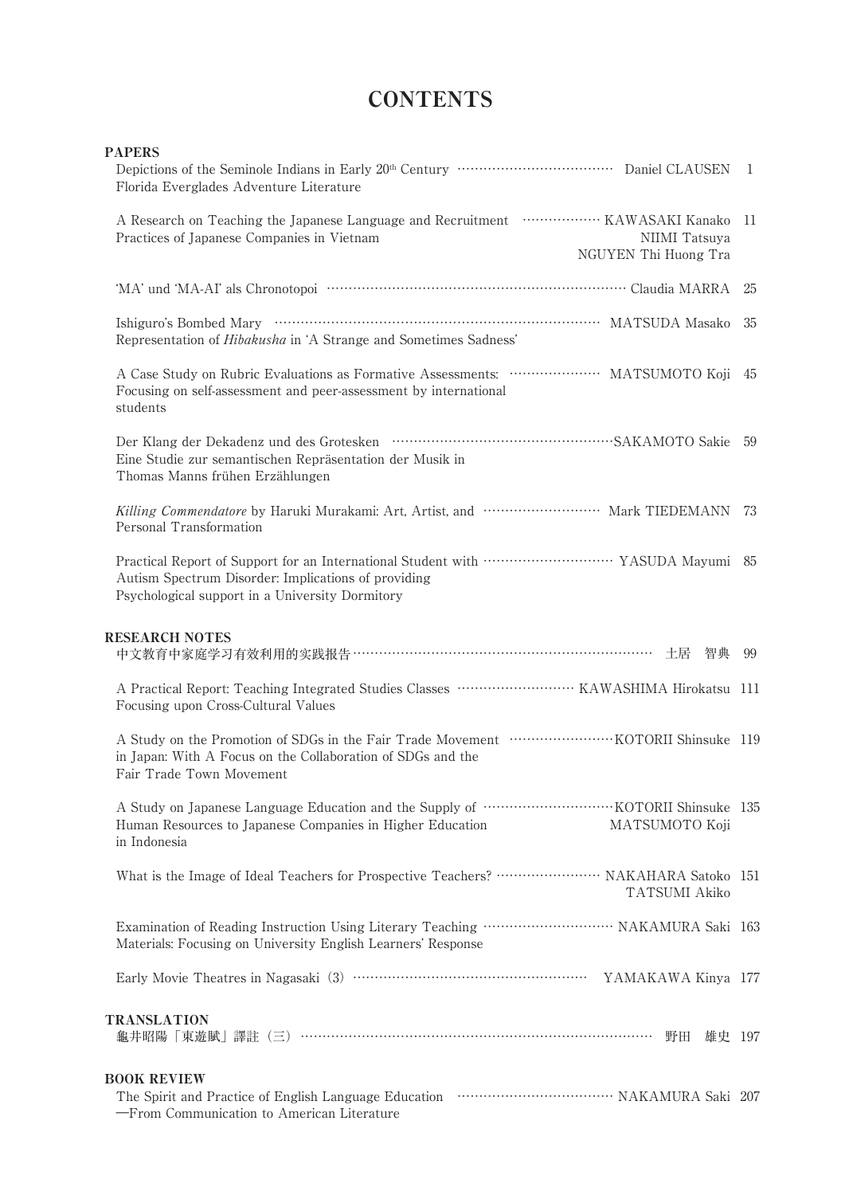# CONTENTS

## PAPERS

Depictions of the Seminole Indians in Early 20th Century Florida Everglades Adventure Literature ……… Daniel CLAUSEN 1

A Research on Teaching the Japanese Language and Recruitment Practices of Japanese Companies in Vietnam ……… KAWASAKI Kanako, NIIMI Tatsuya, NGUYEN Thi Huong Tra 11

'MA' und 'MA-AI' als Chronotopoi ……… Claudia MARRA 25

Ishiguro's Bombed Mary Representation of *Hibakusha* in 'A Strange and Sometimes Sadness' ……… MATSUDA Masako 35

A Case Study on Rubric Evaluations as Formative Assessments: Focusing on self-assessment and peer-assessment by international students ……… MATSUMOTO Koji 45

Der Klang der Dekadenz und des Grotesken Eine Studie zur semantischen Repräsentation der Musik in Thomas Manns frühen Erzählungen ……… SAKAMOTO Sakie 59

*Killing Commendatore* by Haruki Murakami: Art, Artist, and Personal Transformation ……… Mark TIEDEMANN 73

Practical Report of Support for an International Student with Autism Spectrum Disorder: Implications of providing Psychological support in a University Dormitory ……… YASUDA Mayumi 85

## RESEARCH NOTES

中文教育中家庭学习有效利用的实践报告 ……… 土居　智典 99

A Practical Report: Teaching Integrated Studies Classes Focusing upon Cross-Cultural Values ……… KAWASHIMA Hirokatsu 111

A Study on the Promotion of SDGs in the Fair Trade Movement in Japan: With A Focus on the Collaboration of SDGs and the Fair Trade Town Movement ……… KOTORII Shinsuke 119

A Study on Japanese Language Education and the Supply of Human Resources to Japanese Companies in Higher Education in Indonesia ……… KOTORII Shinsuke, MATSUMOTO Koji 135

What is the Image of Ideal Teachers for Prospective Teachers? ……… NAKAHARA Satoko, TATSUMI Akiko 151

Examination of Reading Instruction Using Literary Teaching Materials: Focusing on University English Learners' Response ……… NAKAMURA Saki 163

Early Movie Theatres in Nagasaki（3）……… YAMAKAWA Kinya 177

## TRANSLATION

龜井昭陽「東遊賦」譯註（三）……… 野田　雄史 197

## BOOK REVIEW

The Spirit and Practice of English Language Education —From Communication to American Literature ……… NAKAMURA Saki 207